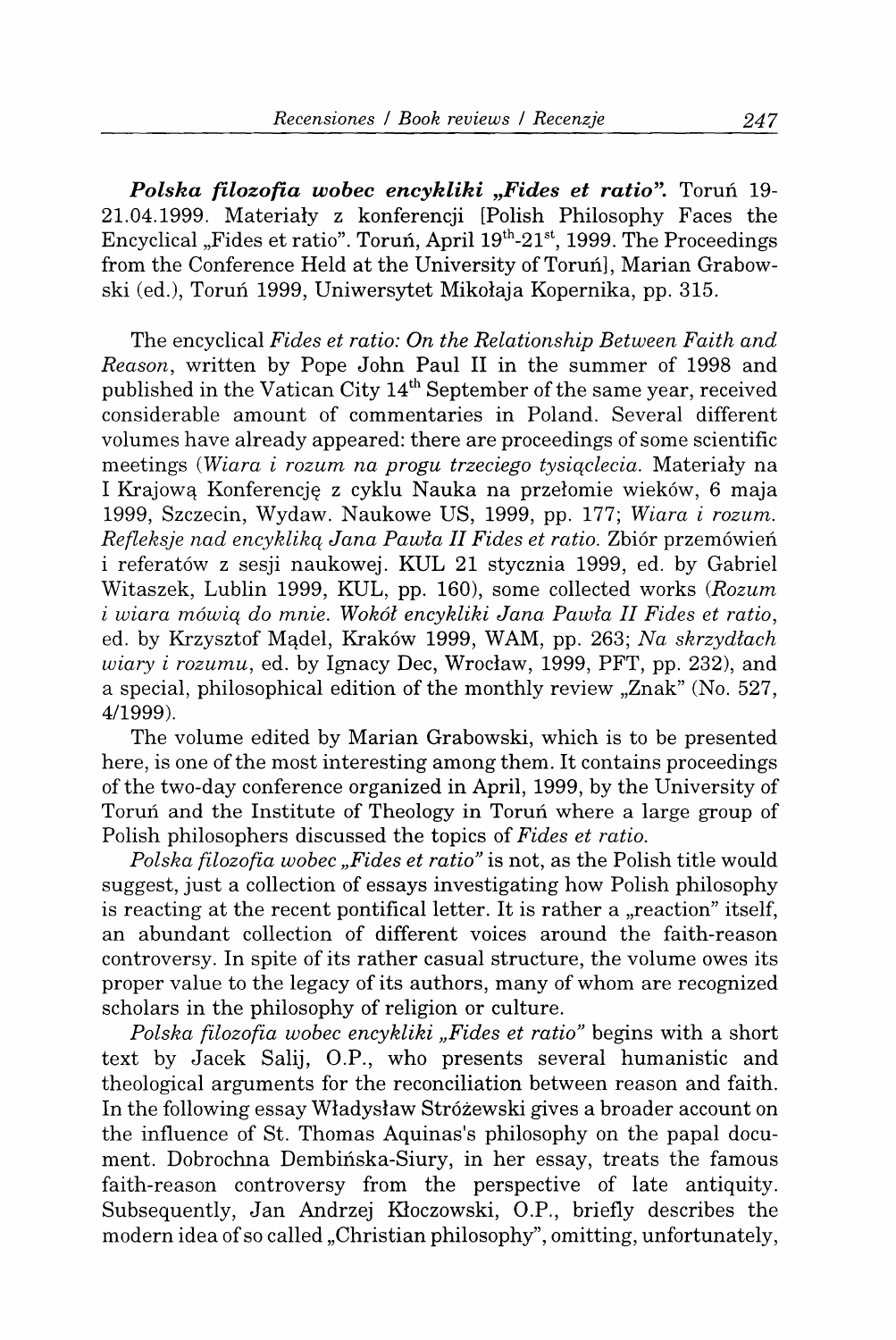***Polska filozofia wobec encykliki „Fides et ratio".*** Toruń 19-21.04.1999. Materiały z konferencji [Polish Philosophy Faces the Encyclical „Fides et ratio". Toruń, April 19th-21st, 1999. The Proceedings from the Conference Held at the University of Toruń], Marian Grabowski (ed.), Toruń 1999, Uniwersytet Mikołaja Kopernika, pp. 315.

The encyclical *Fides et ratio: On the Relationship Between Faith and Reason*, written by Pope John Paul II in the summer of 1998 and published in the Vatican City 14th September of the same year, received considerable amount of commentaries in Poland. Several different volumes have already appeared: there are proceedings of some scientific meetings (*Wiara i rozum na progu trzeciego tysiąclecia.* Materiały na I Krajową Konferencję z cyklu Nauka na przełomie wieków, 6 maja 1999, Szczecin, Wydaw. Naukowe US, 1999, pp. 177; *Wiara i rozum. Refleksje nad encykliką Jana Pawła II Fides et ratio.* Zbiór przemówień i referatów z sesji naukowej. KUL 21 stycznia 1999, ed. by Gabriel Witaszek, Lublin 1999, KUL, pp. 160), some collected works (*Rozum i wiara mówią do mnie. Wokół encykliki Jana Pawła II Fides et ratio*, ed. by Krzysztof Mądel, Kraków 1999, WAM, pp. 263; *Na skrzydłach wiary i rozumu*, ed. by Ignacy Dec, Wrocław, 1999, PFT, pp. 232), and a special, philosophical edition of the monthly review „Znak" (No. 527, 4/1999).

The volume edited by Marian Grabowski, which is to be presented here, is one of the most interesting among them. It contains proceedings of the two-day conference organized in April, 1999, by the University of Toruń and the Institute of Theology in Toruń where a large group of Polish philosophers discussed the topics of *Fides et ratio.*

*Polska filozofia wobec „Fides et ratio"* is not, as the Polish title would suggest, just a collection of essays investigating how Polish philosophy is reacting at the recent pontifical letter. It is rather a „reaction" itself, an abundant collection of different voices around the faith-reason controversy. In spite of its rather casual structure, the volume owes its proper value to the legacy of its authors, many of whom are recognized scholars in the philosophy of religion or culture.

*Polska filozofia wobec encykliki „Fides et ratio"* begins with a short text by Jacek Salij, O.P., who presents several humanistic and theological arguments for the reconciliation between reason and faith. In the following essay Władysław Stróżewski gives a broader account on the influence of St. Thomas Aquinas's philosophy on the papal document. Dobrochna Dembińska-Siury, in her essay, treats the famous faith-reason controversy from the perspective of late antiquity. Subsequently, Jan Andrzej Kłoczowski, O.P., briefly describes the modern idea of so called „Christian philosophy", omitting, unfortunately,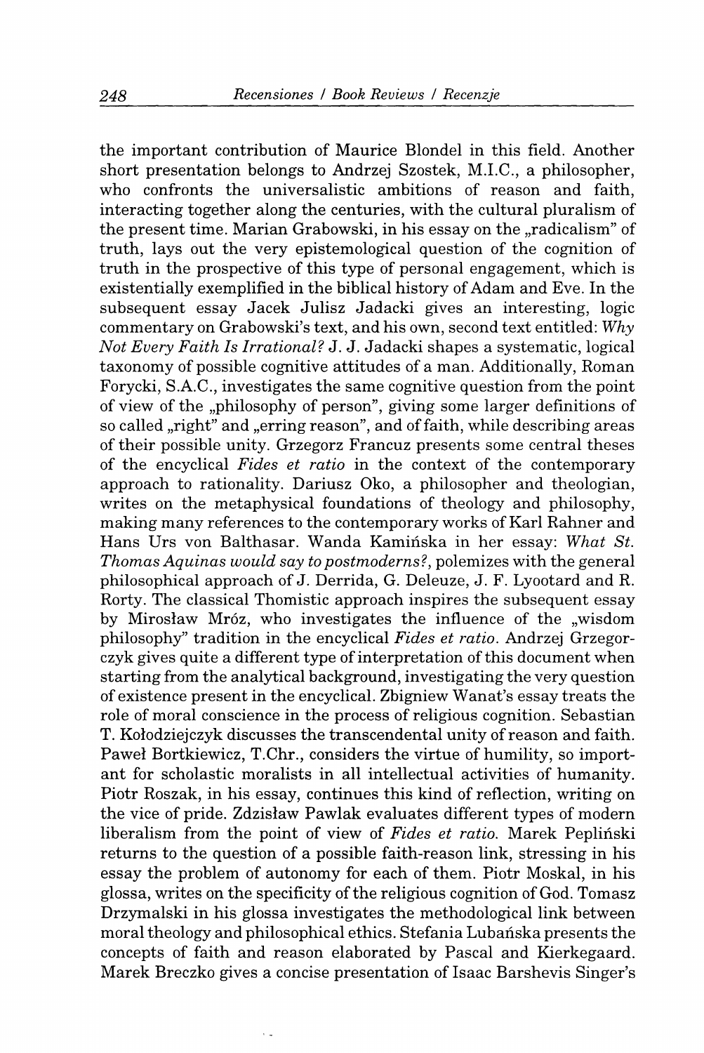the important contribution of Maurice Blondel in this field. Another short presentation belongs to Andrzej Szostek, M.I.C., a philosopher, who confronts the universalistic ambitions of reason and faith, interacting together along the centuries, with the cultural pluralism of the present time. Marian Grabowski, in his essay on the „radicalism" of truth, lays out the very epistemological question of the cognition of truth in the prospective of this type of personal engagement, which is existentially exemplified in the biblical history of Adam and Eve. In the subsequent essay Jacek Julisz Jadacki gives an interesting, logic commentary on Grabowski's text, and his own, second text entitled: *Why Not Every Faith Is Irrational?* J. J. Jadacki shapes a systematic, logical taxonomy of possible cognitive attitudes of a man. Additionally, Roman Forycki, S.A.C., investigates the same cognitive question from the point of view of the „philosophy of person", giving some larger definitions of so called „right" and „erring reason", and of faith, while describing areas of their possible unity. Grzegorz Francuz presents some central theses of the encyclical *Fides et ratio* in the context of the contemporary approach to rationality. Dariusz Oko, a philosopher and theologian, writes on the metaphysical foundations of theology and philosophy, making many references to the contemporary works of Karl Rahner and Hans Urs von Balthasar. Wanda Kamińska in her essay: *What St. Thomas Aquinas would say to postmoderns?*, polemizes with the general philosophical approach of J. Derrida, G. Deleuze, J. F. Lyootard and R. Rorty. The classical Thomistic approach inspires the subsequent essay by Mirosław Mróz, who investigates the influence of the „wisdom philosophy" tradition in the encyclical *Fides et ratio*. Andrzej Grzegorczyk gives quite a different type of interpretation of this document when starting from the analytical background, investigating the very question of existence present in the encyclical. Zbigniew Wanat's essay treats the role of moral conscience in the process of religious cognition. Sebastian T. Kołodziejczyk discusses the transcendental unity of reason and faith. Paweł Bortkiewicz, T.Chr., considers the virtue of humility, so important for scholastic moralists in all intellectual activities of humanity. Piotr Roszak, in his essay, continues this kind of reflection, writing on the vice of pride. Zdzisław Pawlak evaluates different types of modern liberalism from the point of view of *Fides et ratio*. Marek Pepliński returns to the question of a possible faith-reason link, stressing in his essay the problem of autonomy for each of them. Piotr Moskal, in his glossa, writes on the specificity of the religious cognition of God. Tomasz Drzymalski in his glossa investigates the methodological link between moral theology and philosophical ethics. Stefania Lubańska presents the concepts of faith and reason elaborated by Pascal and Kierkegaard. Marek Breczko gives a concise presentation of Isaac Barshevis Singer's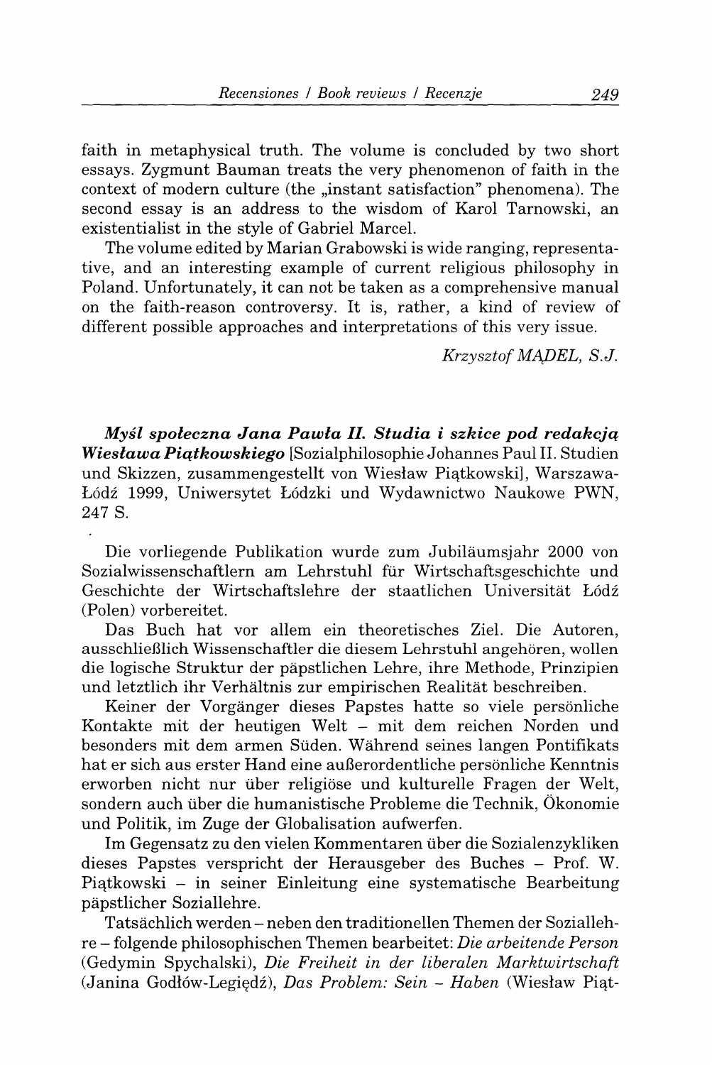faith in metaphysical truth. The volume is concluded by two short essays. Zygmunt Bauman treats the very phenomenon of faith in the context of modern culture (the „instant satisfaction" phenomena). The second essay is an address to the wisdom of Karol Tarnowski, an existentialist in the style of Gabriel Marcel.

The volume edited by Marian Grabowski is wide ranging, representative, and an interesting example of current religious philosophy in Poland. Unfortunately, it can not be taken as a comprehensive manual on the faith-reason controversy. It is, rather, a kind of review of different possible approaches and interpretations of this very issue.

*Krzysztof MĄDEL, S.J.*

***Myśl społeczna Jana Pawła II. Studia i szkice pod redakcją Wiesława Piątkowskiego*** [Sozialphilosophie Johannes Paul II. Studien und Skizzen, zusammengestellt von Wiesław Piątkowski], Warszawa-Łódź 1999, Uniwersytet Łódzki und Wydawnictwo Naukowe PWN, 247 S.

Die vorliegende Publikation wurde zum Jubiläumsjahr 2000 von Sozialwissenschaftlern am Lehrstuhl für Wirtschaftsgeschichte und Geschichte der Wirtschaftslehre der staatlichen Universität Łódź (Polen) vorbereitet.

Das Buch hat vor allem ein theoretisches Ziel. Die Autoren, ausschließlich Wissenschaftler die diesem Lehrstuhl angehören, wollen die logische Struktur der päpstlichen Lehre, ihre Methode, Prinzipien und letztlich ihr Verhältnis zur empirischen Realität beschreiben.

Keiner der Vorgänger dieses Papstes hatte so viele persönliche Kontakte mit der heutigen Welt – mit dem reichen Norden und besonders mit dem armen Süden. Während seines langen Pontifikats hat er sich aus erster Hand eine außerordentliche persönliche Kenntnis erworben nicht nur über religiöse und kulturelle Fragen der Welt, sondern auch über die humanistische Probleme die Technik, Ökonomie und Politik, im Zuge der Globalisation aufwerfen.

Im Gegensatz zu den vielen Kommentaren über die Sozialenzykliken dieses Papstes verspricht der Herausgeber des Buches – Prof. W. Piątkowski – in seiner Einleitung eine systematische Bearbeitung päpstlicher Soziallehre.

Tatsächlich werden – neben den traditionellen Themen der Soziallehre – folgende philosophischen Themen bearbeitet: *Die arbeitende Person* (Gedymin Spychalski), *Die Freiheit in der liberalen Marktwirtschaft* (Janina Godłów-Legiędź), *Das Problem: Sein – Haben* (Wiesław Piąt-